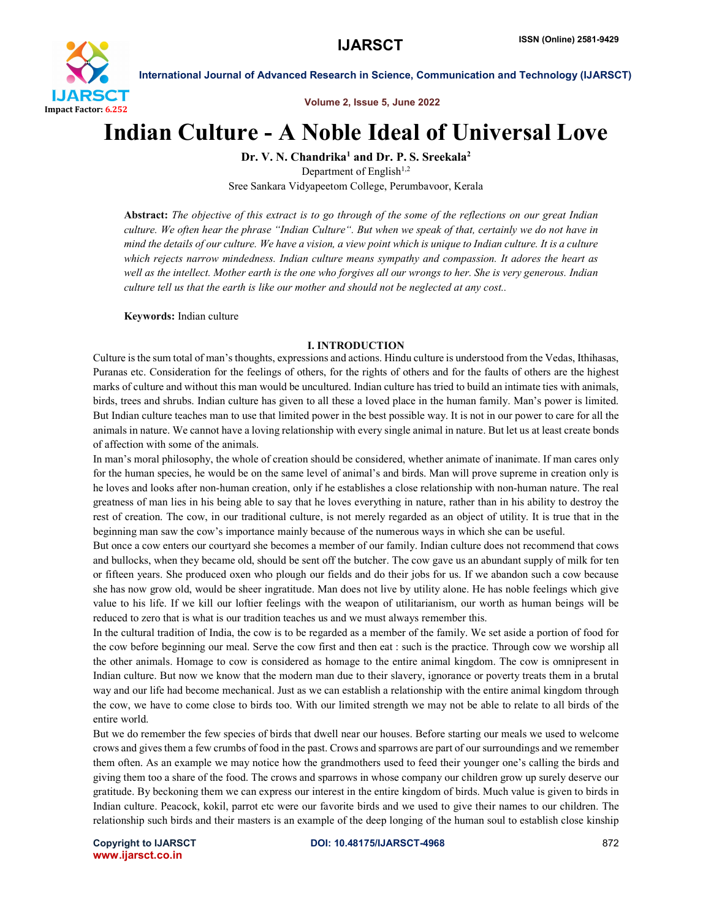# Indian Culture - A Noble Ideal of Universal Love

**Dr. V. N. Chandrika[1] and Dr. P. S. Sreekala[2]**

Department of English[1,2]

Sree Sankara Vidyapeetom College, Perumbavoor, Kerala

**Abstract:** *The objective of this extract is to go through of the some of the reflections on our great Indian culture. We often hear the phrase "Indian Culture". But when we speak of that, certainly we do not have in mind the details of our culture. We have a vision, a view point which is unique to Indian culture. It is a culture which rejects narrow mindedness. Indian culture means sympathy and compassion. It adores the heart as well as the intellect. Mother earth is the one who forgives all our wrongs to her. She is very generous. Indian culture tell us that the earth is like our mother and should not be neglected at any cost..*

**Keywords:** Indian culture

## I. INTRODUCTION

Culture is the sum total of man's thoughts, expressions and actions. Hindu culture is understood from the Vedas, Ithihasas, Puranas etc. Consideration for the feelings of others, for the rights of others and for the faults of others are the highest marks of culture and without this man would be uncultured. Indian culture has tried to build an intimate ties with animals, birds, trees and shrubs. Indian culture has given to all these a loved place in the human family. Man's power is limited. But Indian culture teaches man to use that limited power in the best possible way. It is not in our power to care for all the animals in nature. We cannot have a loving relationship with every single animal in nature. But let us at least create bonds of affection with some of the animals.

In man's moral philosophy, the whole of creation should be considered, whether animate of inanimate. If man cares only for the human species, he would be on the same level of animal's and birds. Man will prove supreme in creation only is he loves and looks after non-human creation, only if he establishes a close relationship with non-human nature. The real greatness of man lies in his being able to say that he loves everything in nature, rather than in his ability to destroy the rest of creation. The cow, in our traditional culture, is not merely regarded as an object of utility. It is true that in the beginning man saw the cow's importance mainly because of the numerous ways in which she can be useful.

But once a cow enters our courtyard she becomes a member of our family. Indian culture does not recommend that cows and bullocks, when they became old, should be sent off the butcher. The cow gave us an abundant supply of milk for ten or fifteen years. She produced oxen who plough our fields and do their jobs for us. If we abandon such a cow because she has now grow old, would be sheer ingratitude. Man does not live by utility alone. He has noble feelings which give value to his life. If we kill our loftier feelings with the weapon of utilitarianism, our worth as human beings will be reduced to zero that is what is our tradition teaches us and we must always remember this.

In the cultural tradition of India, the cow is to be regarded as a member of the family. We set aside a portion of food for the cow before beginning our meal. Serve the cow first and then eat : such is the practice. Through cow we worship all the other animals. Homage to cow is considered as homage to the entire animal kingdom. The cow is omnipresent in Indian culture. But now we know that the modern man due to their slavery, ignorance or poverty treats them in a brutal way and our life had become mechanical. Just as we can establish a relationship with the entire animal kingdom through the cow, we have to come close to birds too. With our limited strength we may not be able to relate to all birds of the entire world.

But we do remember the few species of birds that dwell near our houses. Before starting our meals we used to welcome crows and gives them a few crumbs of food in the past. Crows and sparrows are part of our surroundings and we remember them often. As an example we may notice how the grandmothers used to feed their younger one's calling the birds and giving them too a share of the food. The crows and sparrows in whose company our children grow up surely deserve our gratitude. By beckoning them we can express our interest in the entire kingdom of birds. Much value is given to birds in Indian culture. Peacock, kokil, parrot etc were our favorite birds and we used to give their names to our children. The relationship such birds and their masters is an example of the deep longing of the human soul to establish close kinship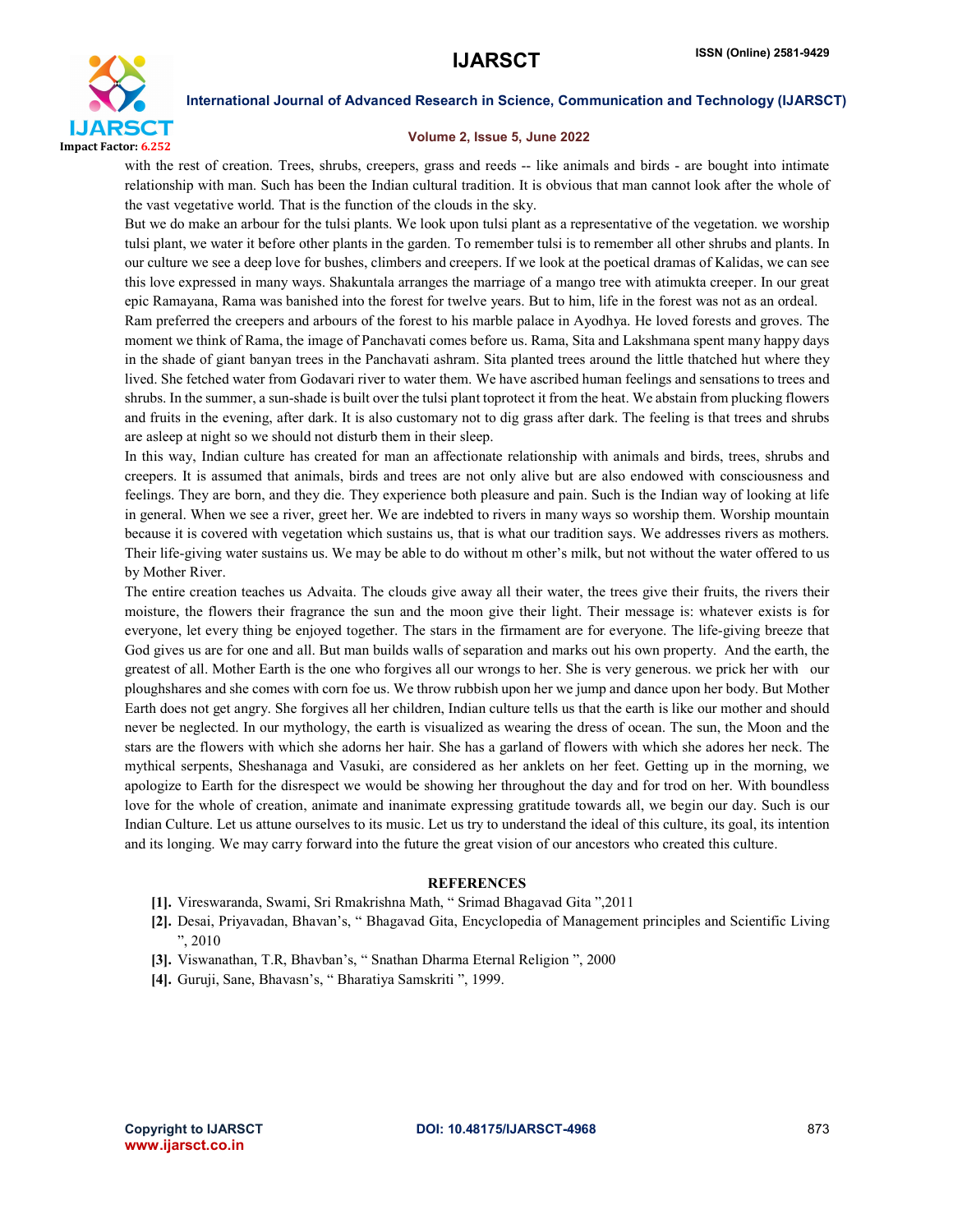with the rest of creation. Trees, shrubs, creepers, grass and reeds -- like animals and birds - are bought into intimate relationship with man. Such has been the Indian cultural tradition. It is obvious that man cannot look after the whole of the vast vegetative world. That is the function of the clouds in the sky.

But we do make an arbour for the tulsi plants. We look upon tulsi plant as a representative of the vegetation. we worship tulsi plant, we water it before other plants in the garden. To remember tulsi is to remember all other shrubs and plants. In our culture we see a deep love for bushes, climbers and creepers. If we look at the poetical dramas of Kalidas, we can see this love expressed in many ways. Shakuntala arranges the marriage of a mango tree with atimukta creeper. In our great epic Ramayana, Rama was banished into the forest for twelve years. But to him, life in the forest was not as an ordeal.

Ram preferred the creepers and arbours of the forest to his marble palace in Ayodhya. He loved forests and groves. The moment we think of Rama, the image of Panchavati comes before us. Rama, Sita and Lakshmana spent many happy days in the shade of giant banyan trees in the Panchavati ashram. Sita planted trees around the little thatched hut where they lived. She fetched water from Godavari river to water them. We have ascribed human feelings and sensations to trees and shrubs. In the summer, a sun-shade is built over the tulsi plant toprotect it from the heat. We abstain from plucking flowers and fruits in the evening, after dark. It is also customary not to dig grass after dark. The feeling is that trees and shrubs are asleep at night so we should not disturb them in their sleep.

In this way, Indian culture has created for man an affectionate relationship with animals and birds, trees, shrubs and creepers. It is assumed that animals, birds and trees are not only alive but are also endowed with consciousness and feelings. They are born, and they die. They experience both pleasure and pain. Such is the Indian way of looking at life in general. When we see a river, greet her. We are indebted to rivers in many ways so worship them. Worship mountain because it is covered with vegetation which sustains us, that is what our tradition says. We addresses rivers as mothers. Their life-giving water sustains us. We may be able to do without m other's milk, but not without the water offered to us by Mother River.

The entire creation teaches us Advaita. The clouds give away all their water, the trees give their fruits, the rivers their moisture, the flowers their fragrance the sun and the moon give their light. Their message is: whatever exists is for everyone, let every thing be enjoyed together. The stars in the firmament are for everyone. The life-giving breeze that God gives us are for one and all. But man builds walls of separation and marks out his own property. And the earth, the greatest of all. Mother Earth is the one who forgives all our wrongs to her. She is very generous. we prick her with our ploughshares and she comes with corn foe us. We throw rubbish upon her we jump and dance upon her body. But Mother Earth does not get angry. She forgives all her children, Indian culture tells us that the earth is like our mother and should never be neglected. In our mythology, the earth is visualized as wearing the dress of ocean. The sun, the Moon and the stars are the flowers with which she adorns her hair. She has a garland of flowers with which she adores her neck. The mythical serpents, Sheshanaga and Vasuki, are considered as her anklets on her feet. Getting up in the morning, we apologize to Earth for the disrespect we would be showing her throughout the day and for trod on her. With boundless love for the whole of creation, animate and inanimate expressing gratitude towards all, we begin our day. Such is our Indian Culture. Let us attune ourselves to its music. Let us try to understand the ideal of this culture, its goal, its intention and its longing. We may carry forward into the future the great vision of our ancestors who created this culture.

## REFERENCES

[1]. Vireswaranda, Swami, Sri Rmakrishna Math, " Srimad Bhagavad Gita ",2011

[2]. Desai, Priyavadan, Bhavan's, " Bhagavad Gita, Encyclopedia of Management principles and Scientific Living ", 2010

[3]. Viswanathan, T.R, Bhavban's, " Snathan Dharma Eternal Religion ", 2000

[4]. Guruji, Sane, Bhavasn's, " Bharatiya Samskriti ", 1999.